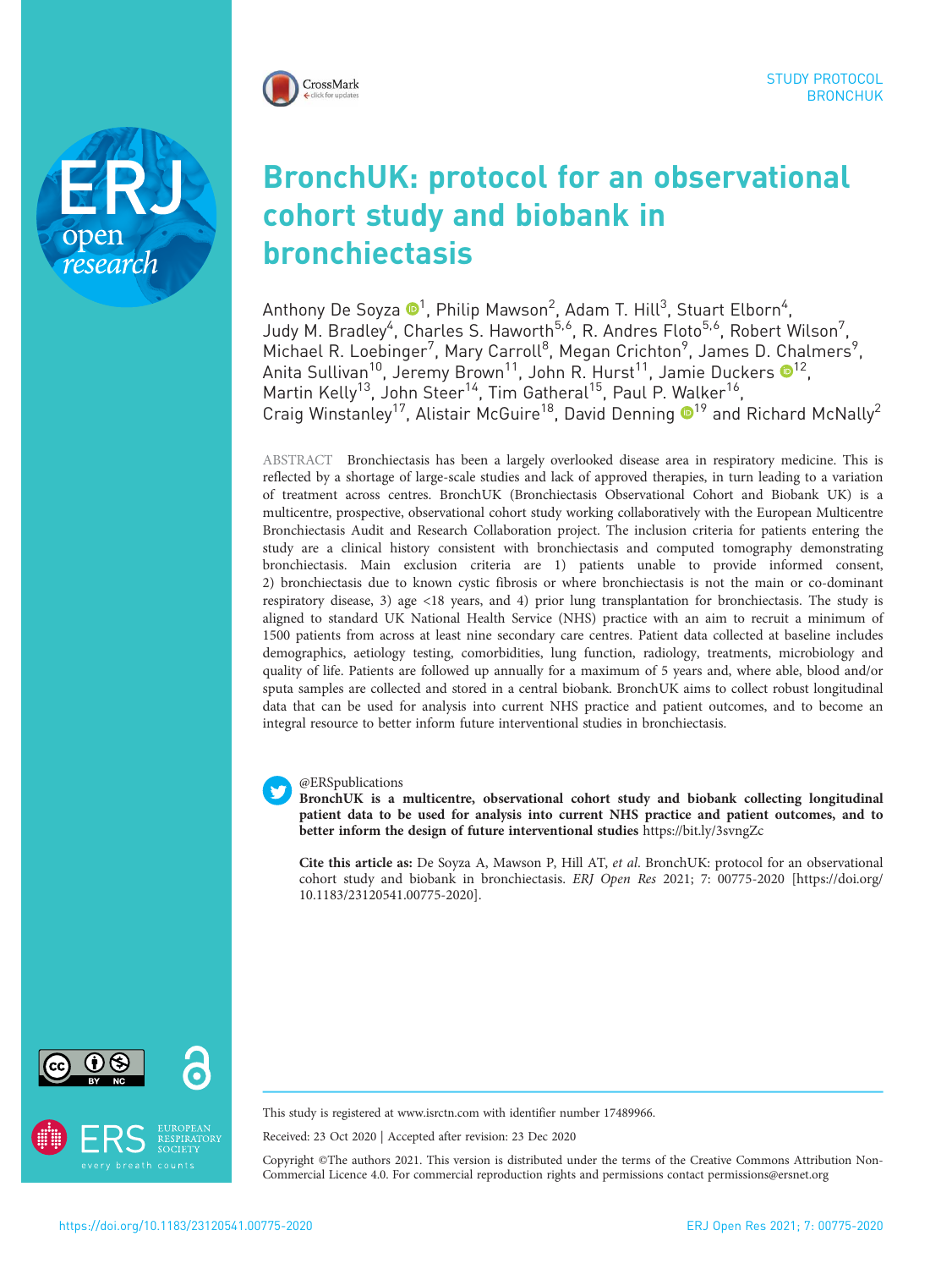STUDY PROTOCOL
BRONCHUK

# BronchUK: protocol for an observational cohort study and biobank in bronchiectasis

Anthony De Soyza[1], Philip Mawson[2], Adam T. Hill[3], Stuart Elborn[4], Judy M. Bradley[4], Charles S. Haworth[5,6], R. Andres Floto[5,6], Robert Wilson[7], Michael R. Loebinger[7], Mary Carroll[8], Megan Crichton[9], James D. Chalmers[9], Anita Sullivan[10], Jeremy Brown[11], John R. Hurst[11], Jamie Duckers[12], Martin Kelly[13], John Steer[14], Tim Gatheral[15], Paul P. Walker[16], Craig Winstanley[17], Alistair McGuire[18], David Denning[19] and Richard McNally[2]

ABSTRACT Bronchiectasis has been a largely overlooked disease area in respiratory medicine. This is reflected by a shortage of large-scale studies and lack of approved therapies, in turn leading to a variation of treatment across centres. BronchUK (Bronchiectasis Observational Cohort and Biobank UK) is a multicentre, prospective, observational cohort study working collaboratively with the European Multicentre Bronchiectasis Audit and Research Collaboration project. The inclusion criteria for patients entering the study are a clinical history consistent with bronchiectasis and computed tomography demonstrating bronchiectasis. Main exclusion criteria are 1) patients unable to provide informed consent, 2) bronchiectasis due to known cystic fibrosis or where bronchiectasis is not the main or co-dominant respiratory disease, 3) age <18 years, and 4) prior lung transplantation for bronchiectasis. The study is aligned to standard UK National Health Service (NHS) practice with an aim to recruit a minimum of 1500 patients from across at least nine secondary care centres. Patient data collected at baseline includes demographics, aetiology testing, comorbidities, lung function, radiology, treatments, microbiology and quality of life. Patients are followed up annually for a maximum of 5 years and, where able, blood and/or sputa samples are collected and stored in a central biobank. BronchUK aims to collect robust longitudinal data that can be used for analysis into current NHS practice and patient outcomes, and to become an integral resource to better inform future interventional studies in bronchiectasis.

@ERSpublications
**BronchUK is a multicentre, observational cohort study and biobank collecting longitudinal patient data to be used for analysis into current NHS practice and patient outcomes, and to better inform the design of future interventional studies** https://bit.ly/3svngZc

**Cite this article as:** De Soyza A, Mawson P, Hill AT, *et al.* BronchUK: protocol for an observational cohort study and biobank in bronchiectasis. *ERJ Open Res* 2021; 7: 00775-2020 [https://doi.org/10.1183/23120541.00775-2020].

This study is registered at www.isrctn.com with identifier number 17489966.

Received: 23 Oct 2020 | Accepted after revision: 23 Dec 2020

Copyright ©The authors 2021. This version is distributed under the terms of the Creative Commons Attribution Non-Commercial Licence 4.0. For commercial reproduction rights and permissions contact permissions@ersnet.org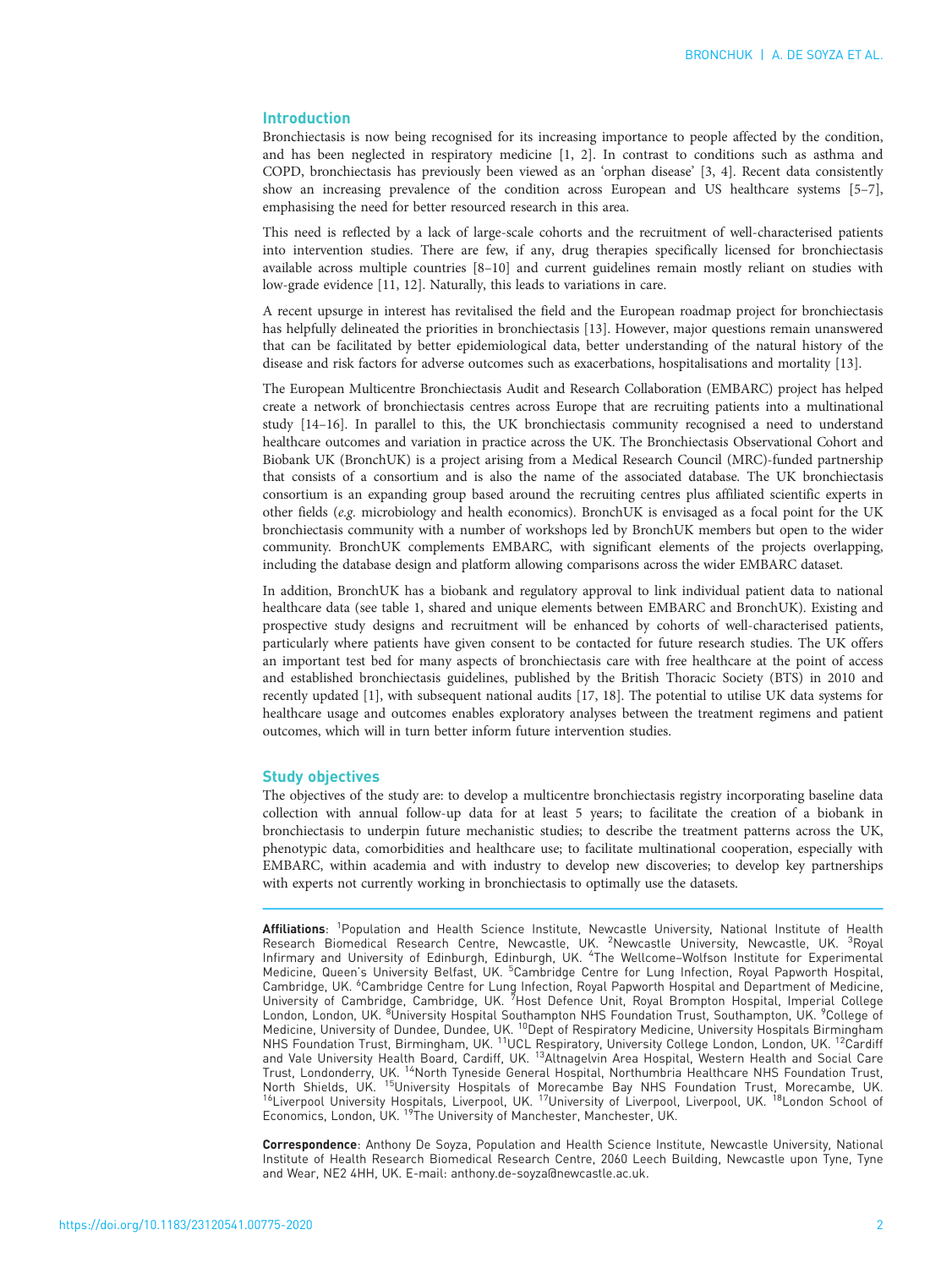## Introduction

Bronchiectasis is now being recognised for its increasing importance to people affected by the condition, and has been neglected in respiratory medicine [1, 2]. In contrast to conditions such as asthma and COPD, bronchiectasis has previously been viewed as an 'orphan disease' [3, 4]. Recent data consistently show an increasing prevalence of the condition across European and US healthcare systems [5–7], emphasising the need for better resourced research in this area.

This need is reflected by a lack of large-scale cohorts and the recruitment of well-characterised patients into intervention studies. There are few, if any, drug therapies specifically licensed for bronchiectasis available across multiple countries [8–10] and current guidelines remain mostly reliant on studies with low-grade evidence [11, 12]. Naturally, this leads to variations in care.

A recent upsurge in interest has revitalised the field and the European roadmap project for bronchiectasis has helpfully delineated the priorities in bronchiectasis [13]. However, major questions remain unanswered that can be facilitated by better epidemiological data, better understanding of the natural history of the disease and risk factors for adverse outcomes such as exacerbations, hospitalisations and mortality [13].

The European Multicentre Bronchiectasis Audit and Research Collaboration (EMBARC) project has helped create a network of bronchiectasis centres across Europe that are recruiting patients into a multinational study [14–16]. In parallel to this, the UK bronchiectasis community recognised a need to understand healthcare outcomes and variation in practice across the UK. The Bronchiectasis Observational Cohort and Biobank UK (BronchUK) is a project arising from a Medical Research Council (MRC)-funded partnership that consists of a consortium and is also the name of the associated database. The UK bronchiectasis consortium is an expanding group based around the recruiting centres plus affiliated scientific experts in other fields (*e.g.* microbiology and health economics). BronchUK is envisaged as a focal point for the UK bronchiectasis community with a number of workshops led by BronchUK members but open to the wider community. BronchUK complements EMBARC, with significant elements of the projects overlapping, including the database design and platform allowing comparisons across the wider EMBARC dataset.

In addition, BronchUK has a biobank and regulatory approval to link individual patient data to national healthcare data (see table 1, shared and unique elements between EMBARC and BronchUK). Existing and prospective study designs and recruitment will be enhanced by cohorts of well-characterised patients, particularly where patients have given consent to be contacted for future research studies. The UK offers an important test bed for many aspects of bronchiectasis care with free healthcare at the point of access and established bronchiectasis guidelines, published by the British Thoracic Society (BTS) in 2010 and recently updated [1], with subsequent national audits [17, 18]. The potential to utilise UK data systems for healthcare usage and outcomes enables exploratory analyses between the treatment regimens and patient outcomes, which will in turn better inform future intervention studies.

## Study objectives

The objectives of the study are: to develop a multicentre bronchiectasis registry incorporating baseline data collection with annual follow-up data for at least 5 years; to facilitate the creation of a biobank in bronchiectasis to underpin future mechanistic studies; to describe the treatment patterns across the UK, phenotypic data, comorbidities and healthcare use; to facilitate multinational cooperation, especially with EMBARC, within academia and with industry to develop new discoveries; to develop key partnerships with experts not currently working in bronchiectasis to optimally use the datasets.

**Affiliations**: [1]Population and Health Science Institute, Newcastle University, National Institute of Health Research Biomedical Research Centre, Newcastle, UK. [2]Newcastle University, Newcastle, UK. [3]Royal Infirmary and University of Edinburgh, Edinburgh, UK. [4]The Wellcome–Wolfson Institute for Experimental Medicine, Queen's University Belfast, UK. [5]Cambridge Centre for Lung Infection, Royal Papworth Hospital, Cambridge, UK. [6]Cambridge Centre for Lung Infection, Royal Papworth Hospital and Department of Medicine, University of Cambridge, Cambridge, UK. [7]Host Defence Unit, Royal Brompton Hospital, Imperial College London, London, UK. [8]University Hospital Southampton NHS Foundation Trust, Southampton, UK. [9]College of Medicine, University of Dundee, Dundee, UK. [10]Dept of Respiratory Medicine, University Hospitals Birmingham NHS Foundation Trust, Birmingham, UK. [11]UCL Respiratory, University College London, London, UK. [12]Cardiff and Vale University Health Board, Cardiff, UK. [13]Altnagelvin Area Hospital, Western Health and Social Care Trust, Londonderry, UK. [14]North Tyneside General Hospital, Northumbria Healthcare NHS Foundation Trust, North Shields, UK. [15]University Hospitals of Morecambe Bay NHS Foundation Trust, Morecambe, UK. [16]Liverpool University Hospitals, Liverpool, UK. [17]University of Liverpool, Liverpool, UK. [18]London School of Economics, London, UK. [19]The University of Manchester, Manchester, UK.

**Correspondence**: Anthony De Soyza, Population and Health Science Institute, Newcastle University, National Institute of Health Research Biomedical Research Centre, 2060 Leech Building, Newcastle upon Tyne, Tyne and Wear, NE2 4HH, UK. E-mail: anthony.de-soyza@newcastle.ac.uk.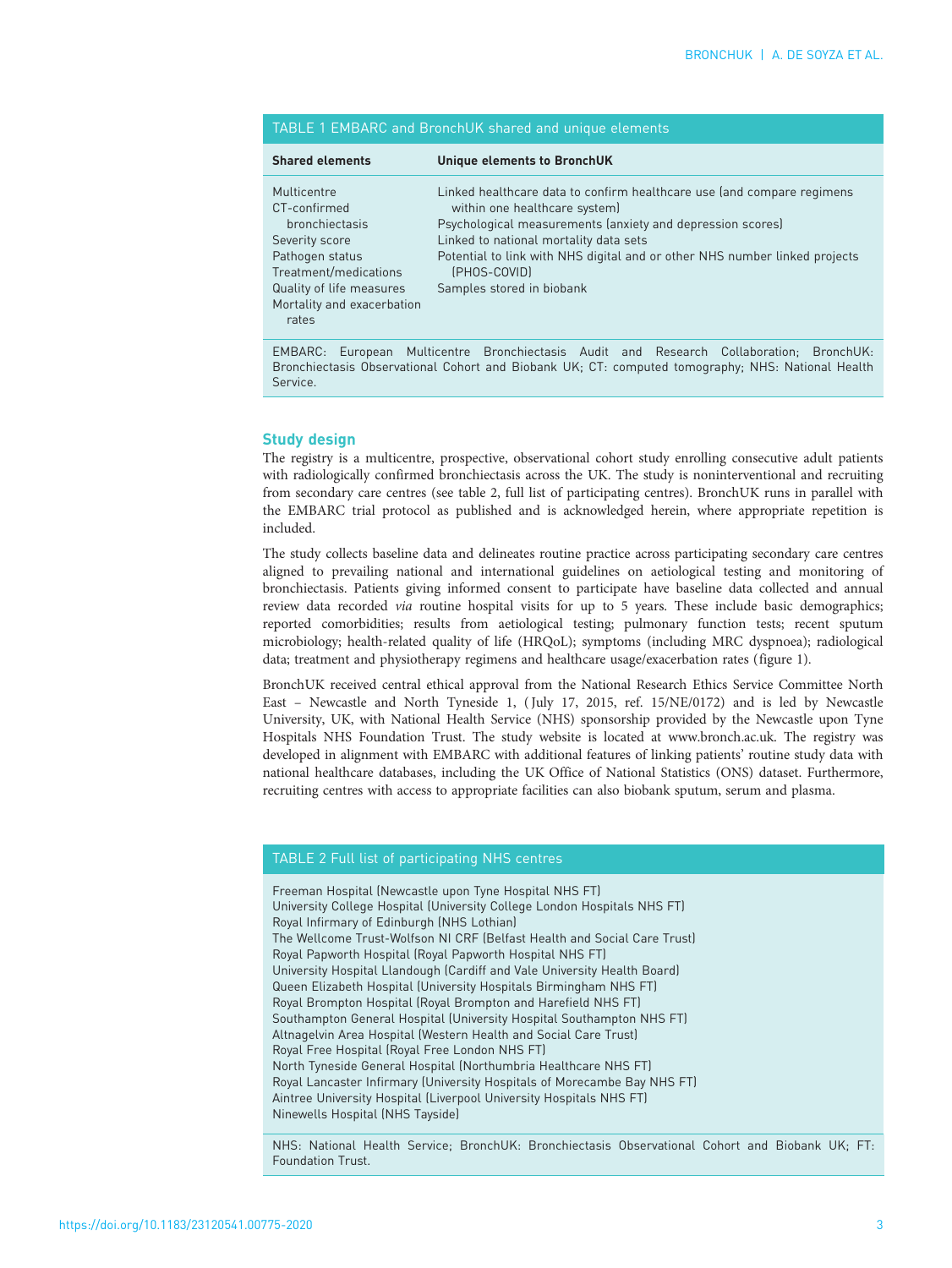TABLE 1 EMBARC and BronchUK shared and unique elements

| Shared elements | Unique elements to BronchUK |
|---|---|
| Multicentre<br>CT-confirmed bronchiectasis<br>Severity score<br>Pathogen status<br>Treatment/medications<br>Quality of life measures<br>Mortality and exacerbation rates | Linked healthcare data to confirm healthcare use (and compare regimens within one healthcare system)<br>Psychological measurements (anxiety and depression scores)<br>Linked to national mortality data sets<br>Potential to link with NHS digital and or other NHS number linked projects (PHOS-COVID)<br>Samples stored in biobank |

EMBARC: European Multicentre Bronchiectasis Audit and Research Collaboration; BronchUK: Bronchiectasis Observational Cohort and Biobank UK; CT: computed tomography; NHS: National Health Service.

## Study design

The registry is a multicentre, prospective, observational cohort study enrolling consecutive adult patients with radiologically confirmed bronchiectasis across the UK. The study is noninterventional and recruiting from secondary care centres (see table 2, full list of participating centres). BronchUK runs in parallel with the EMBARC trial protocol as published and is acknowledged herein, where appropriate repetition is included.

The study collects baseline data and delineates routine practice across participating secondary care centres aligned to prevailing national and international guidelines on aetiological testing and monitoring of bronchiectasis. Patients giving informed consent to participate have baseline data collected and annual review data recorded *via* routine hospital visits for up to 5 years. These include basic demographics; reported comorbidities; results from aetiological testing; pulmonary function tests; recent sputum microbiology; health-related quality of life (HRQoL); symptoms (including MRC dyspnoea); radiological data; treatment and physiotherapy regimens and healthcare usage/exacerbation rates (figure 1).

BronchUK received central ethical approval from the National Research Ethics Service Committee North East – Newcastle and North Tyneside 1, ( July 17, 2015, ref. 15/NE/0172) and is led by Newcastle University, UK, with National Health Service (NHS) sponsorship provided by the Newcastle upon Tyne Hospitals NHS Foundation Trust. The study website is located at www.bronch.ac.uk. The registry was developed in alignment with EMBARC with additional features of linking patients' routine study data with national healthcare databases, including the UK Office of National Statistics (ONS) dataset. Furthermore, recruiting centres with access to appropriate facilities can also biobank sputum, serum and plasma.

TABLE 2 Full list of participating NHS centres

| |
|---|
| Freeman Hospital (Newcastle upon Tyne Hospital NHS FT) |
| University College Hospital (University College London Hospitals NHS FT) |
| Royal Infirmary of Edinburgh (NHS Lothian) |
| The Wellcome Trust-Wolfson NI CRF (Belfast Health and Social Care Trust) |
| Royal Papworth Hospital (Royal Papworth Hospital NHS FT) |
| University Hospital Llandough (Cardiff and Vale University Health Board) |
| Queen Elizabeth Hospital (University Hospitals Birmingham NHS FT) |
| Royal Brompton Hospital (Royal Brompton and Harefield NHS FT) |
| Southampton General Hospital (University Hospital Southampton NHS FT) |
| Altnagelvin Area Hospital (Western Health and Social Care Trust) |
| Royal Free Hospital (Royal Free London NHS FT) |
| North Tyneside General Hospital (Northumbria Healthcare NHS FT) |
| Royal Lancaster Infirmary (University Hospitals of Morecambe Bay NHS FT) |
| Aintree University Hospital (Liverpool University Hospitals NHS FT) |
| Ninewells Hospital (NHS Tayside) |

NHS: National Health Service; BronchUK: Bronchiectasis Observational Cohort and Biobank UK; FT: Foundation Trust.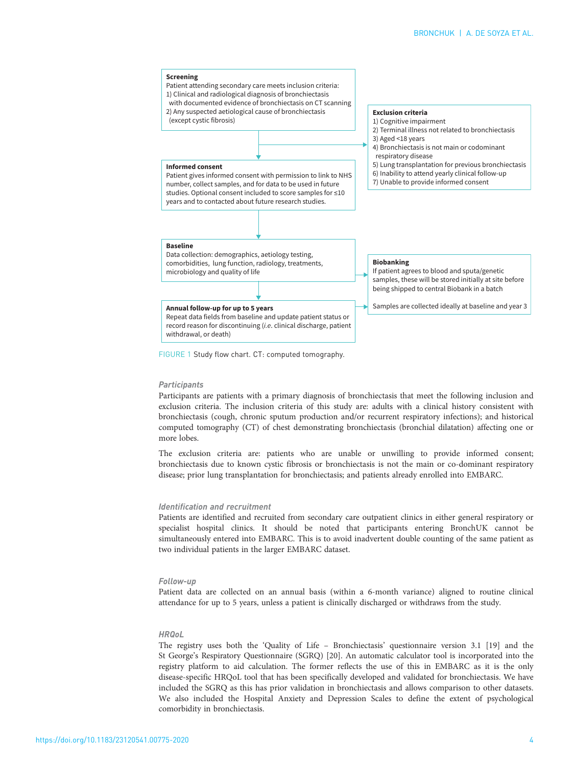**Screening**
Patient attending secondary care meets inclusion criteria:
1) Clinical and radiological diagnosis of bronchiectasis with documented evidence of bronchiectasis on CT scanning
2) Any suspected aetiological cause of bronchiectasis (except cystic fibrosis)

**Exclusion criteria**
1) Cognitive impairment
2) Terminal illness not related to bronchiectasis
3) Aged <18 years
4) Bronchiectasis is not main or codominant respiratory disease
5) Lung transplantation for previous bronchiectasis
6) Inability to attend yearly clinical follow-up
7) Unable to provide informed consent

**Informed consent**
Patient gives informed consent with permission to link to NHS number, collect samples, and for data to be used in future studies. Optional consent included to score samples for ≤10 years and to contacted about future research studies.

**Baseline**
Data collection: demographics, aetiology testing, comorbidities, lung function, radiology, treatments, microbiology and quality of life

**Biobanking**
If patient agrees to blood and sputa/genetic samples, these will be stored initially at site before being shipped to central Biobank in a batch

Samples are collected ideally at baseline and year 3

**Annual follow-up for up to 5 years**
Repeat data fields from baseline and update patient status or record reason for discontinuing (*i.e.* clinical discharge, patient withdrawal, or death)

FIGURE 1 Study flow chart. CT: computed tomography.

### *Participants*

Participants are patients with a primary diagnosis of bronchiectasis that meet the following inclusion and exclusion criteria. The inclusion criteria of this study are: adults with a clinical history consistent with bronchiectasis (cough, chronic sputum production and/or recurrent respiratory infections); and historical computed tomography (CT) of chest demonstrating bronchiectasis (bronchial dilatation) affecting one or more lobes.

The exclusion criteria are: patients who are unable or unwilling to provide informed consent; bronchiectasis due to known cystic fibrosis or bronchiectasis is not the main or co-dominant respiratory disease; prior lung transplantation for bronchiectasis; and patients already enrolled into EMBARC.

### *Identification and recruitment*

Patients are identified and recruited from secondary care outpatient clinics in either general respiratory or specialist hospital clinics. It should be noted that participants entering BronchUK cannot be simultaneously entered into EMBARC. This is to avoid inadvertent double counting of the same patient as two individual patients in the larger EMBARC dataset.

### *Follow-up*

Patient data are collected on an annual basis (within a 6-month variance) aligned to routine clinical attendance for up to 5 years, unless a patient is clinically discharged or withdraws from the study.

### *HRQoL*

The registry uses both the 'Quality of Life – Bronchiectasis' questionnaire version 3.1 [19] and the St George's Respiratory Questionnaire (SGRQ) [20]. An automatic calculator tool is incorporated into the registry platform to aid calculation. The former reflects the use of this in EMBARC as it is the only disease-specific HRQoL tool that has been specifically developed and validated for bronchiectasis. We have included the SGRQ as this has prior validation in bronchiectasis and allows comparison to other datasets. We also included the Hospital Anxiety and Depression Scales to define the extent of psychological comorbidity in bronchiectasis.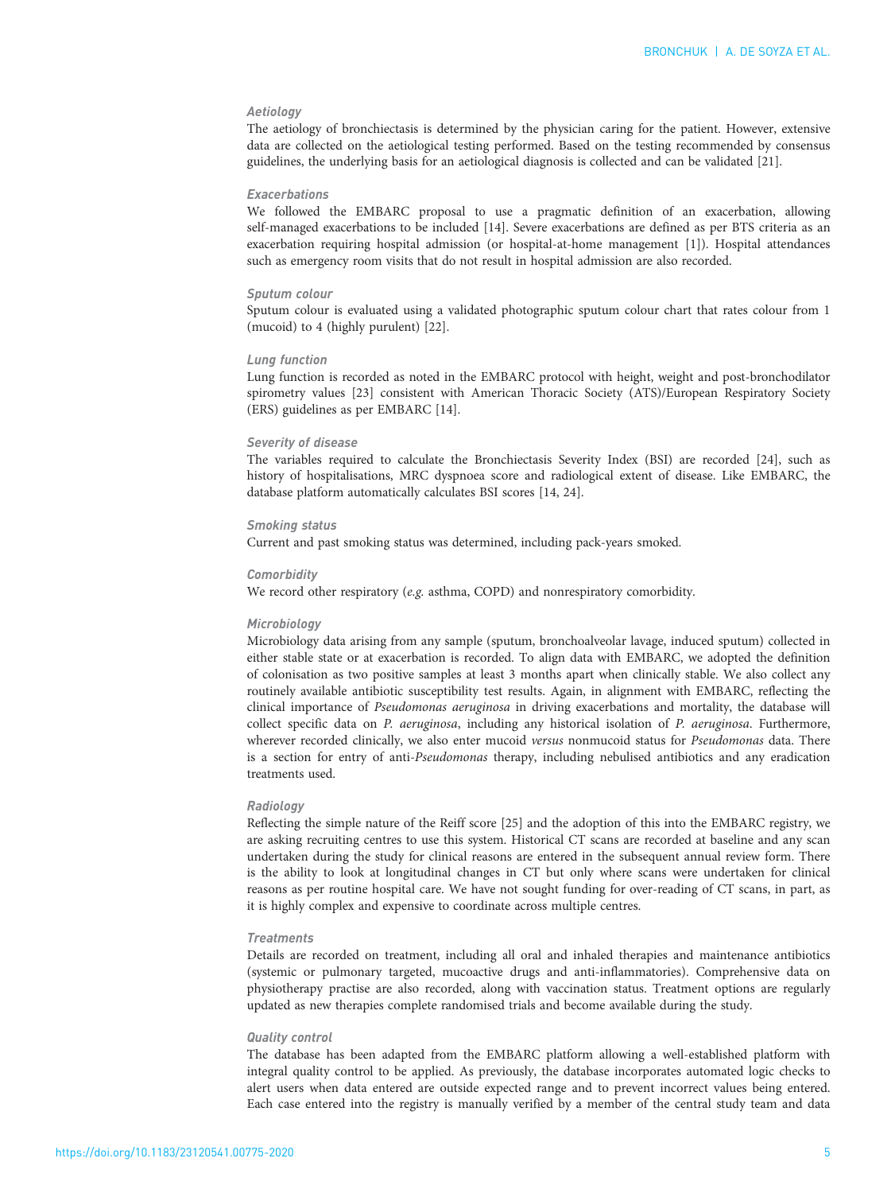#### Aetiology

The aetiology of bronchiectasis is determined by the physician caring for the patient. However, extensive data are collected on the aetiological testing performed. Based on the testing recommended by consensus guidelines, the underlying basis for an aetiological diagnosis is collected and can be validated [21].

#### Exacerbations

We followed the EMBARC proposal to use a pragmatic definition of an exacerbation, allowing self-managed exacerbations to be included [14]. Severe exacerbations are defined as per BTS criteria as an exacerbation requiring hospital admission (or hospital-at-home management [1]). Hospital attendances such as emergency room visits that do not result in hospital admission are also recorded.

#### Sputum colour

Sputum colour is evaluated using a validated photographic sputum colour chart that rates colour from 1 (mucoid) to 4 (highly purulent) [22].

#### Lung function

Lung function is recorded as noted in the EMBARC protocol with height, weight and post-bronchodilator spirometry values [23] consistent with American Thoracic Society (ATS)/European Respiratory Society (ERS) guidelines as per EMBARC [14].

#### Severity of disease

The variables required to calculate the Bronchiectasis Severity Index (BSI) are recorded [24], such as history of hospitalisations, MRC dyspnoea score and radiological extent of disease. Like EMBARC, the database platform automatically calculates BSI scores [14, 24].

#### Smoking status

Current and past smoking status was determined, including pack-years smoked.

#### Comorbidity

We record other respiratory (*e.g.* asthma, COPD) and nonrespiratory comorbidity.

#### Microbiology

Microbiology data arising from any sample (sputum, bronchoalveolar lavage, induced sputum) collected in either stable state or at exacerbation is recorded. To align data with EMBARC, we adopted the definition of colonisation as two positive samples at least 3 months apart when clinically stable. We also collect any routinely available antibiotic susceptibility test results. Again, in alignment with EMBARC, reflecting the clinical importance of *Pseudomonas aeruginosa* in driving exacerbations and mortality, the database will collect specific data on *P. aeruginosa*, including any historical isolation of *P. aeruginosa*. Furthermore, wherever recorded clinically, we also enter mucoid *versus* nonmucoid status for *Pseudomonas* data. There is a section for entry of anti-*Pseudomonas* therapy, including nebulised antibiotics and any eradication treatments used.

#### Radiology

Reflecting the simple nature of the Reiff score [25] and the adoption of this into the EMBARC registry, we are asking recruiting centres to use this system. Historical CT scans are recorded at baseline and any scan undertaken during the study for clinical reasons are entered in the subsequent annual review form. There is the ability to look at longitudinal changes in CT but only where scans were undertaken for clinical reasons as per routine hospital care. We have not sought funding for over-reading of CT scans, in part, as it is highly complex and expensive to coordinate across multiple centres.

#### Treatments

Details are recorded on treatment, including all oral and inhaled therapies and maintenance antibiotics (systemic or pulmonary targeted, mucoactive drugs and anti-inflammatories). Comprehensive data on physiotherapy practise are also recorded, along with vaccination status. Treatment options are regularly updated as new therapies complete randomised trials and become available during the study.

#### Quality control

The database has been adapted from the EMBARC platform allowing a well-established platform with integral quality control to be applied. As previously, the database incorporates automated logic checks to alert users when data entered are outside expected range and to prevent incorrect values being entered. Each case entered into the registry is manually verified by a member of the central study team and data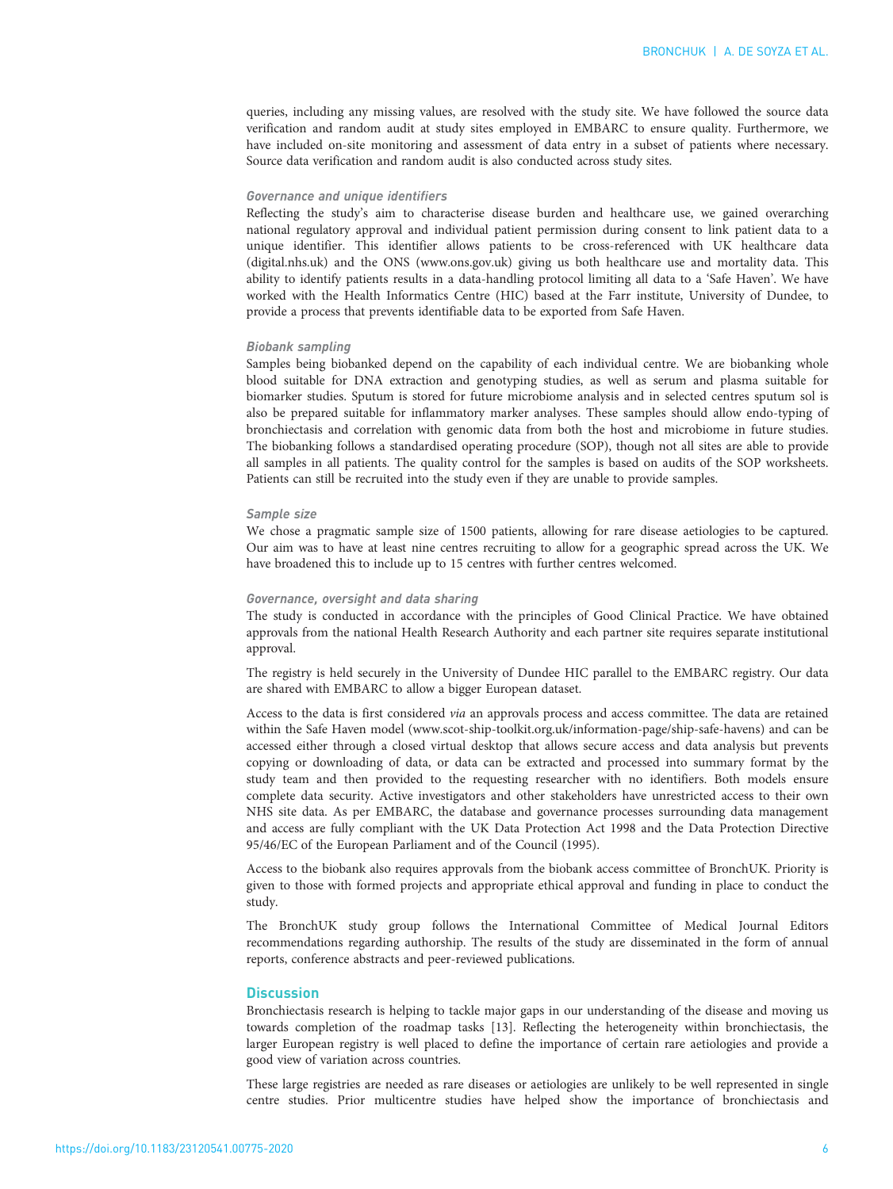queries, including any missing values, are resolved with the study site. We have followed the source data verification and random audit at study sites employed in EMBARC to ensure quality. Furthermore, we have included on-site monitoring and assessment of data entry in a subset of patients where necessary. Source data verification and random audit is also conducted across study sites.

### Governance and unique identifiers

Reflecting the study's aim to characterise disease burden and healthcare use, we gained overarching national regulatory approval and individual patient permission during consent to link patient data to a unique identifier. This identifier allows patients to be cross-referenced with UK healthcare data (digital.nhs.uk) and the ONS (www.ons.gov.uk) giving us both healthcare use and mortality data. This ability to identify patients results in a data-handling protocol limiting all data to a 'Safe Haven'. We have worked with the Health Informatics Centre (HIC) based at the Farr institute, University of Dundee, to provide a process that prevents identifiable data to be exported from Safe Haven.

### Biobank sampling

Samples being biobanked depend on the capability of each individual centre. We are biobanking whole blood suitable for DNA extraction and genotyping studies, as well as serum and plasma suitable for biomarker studies. Sputum is stored for future microbiome analysis and in selected centres sputum sol is also be prepared suitable for inflammatory marker analyses. These samples should allow endo-typing of bronchiectasis and correlation with genomic data from both the host and microbiome in future studies. The biobanking follows a standardised operating procedure (SOP), though not all sites are able to provide all samples in all patients. The quality control for the samples is based on audits of the SOP worksheets. Patients can still be recruited into the study even if they are unable to provide samples.

### Sample size

We chose a pragmatic sample size of 1500 patients, allowing for rare disease aetiologies to be captured. Our aim was to have at least nine centres recruiting to allow for a geographic spread across the UK. We have broadened this to include up to 15 centres with further centres welcomed.

### Governance, oversight and data sharing

The study is conducted in accordance with the principles of Good Clinical Practice. We have obtained approvals from the national Health Research Authority and each partner site requires separate institutional approval.

The registry is held securely in the University of Dundee HIC parallel to the EMBARC registry. Our data are shared with EMBARC to allow a bigger European dataset.

Access to the data is first considered *via* an approvals process and access committee. The data are retained within the Safe Haven model (www.scot-ship-toolkit.org.uk/information-page/ship-safe-havens) and can be accessed either through a closed virtual desktop that allows secure access and data analysis but prevents copying or downloading of data, or data can be extracted and processed into summary format by the study team and then provided to the requesting researcher with no identifiers. Both models ensure complete data security. Active investigators and other stakeholders have unrestricted access to their own NHS site data. As per EMBARC, the database and governance processes surrounding data management and access are fully compliant with the UK Data Protection Act 1998 and the Data Protection Directive 95/46/EC of the European Parliament and of the Council (1995).

Access to the biobank also requires approvals from the biobank access committee of BronchUK. Priority is given to those with formed projects and appropriate ethical approval and funding in place to conduct the study.

The BronchUK study group follows the International Committee of Medical Journal Editors recommendations regarding authorship. The results of the study are disseminated in the form of annual reports, conference abstracts and peer-reviewed publications.

## Discussion

Bronchiectasis research is helping to tackle major gaps in our understanding of the disease and moving us towards completion of the roadmap tasks [13]. Reflecting the heterogeneity within bronchiectasis, the larger European registry is well placed to define the importance of certain rare aetiologies and provide a good view of variation across countries.

These large registries are needed as rare diseases or aetiologies are unlikely to be well represented in single centre studies. Prior multicentre studies have helped show the importance of bronchiectasis and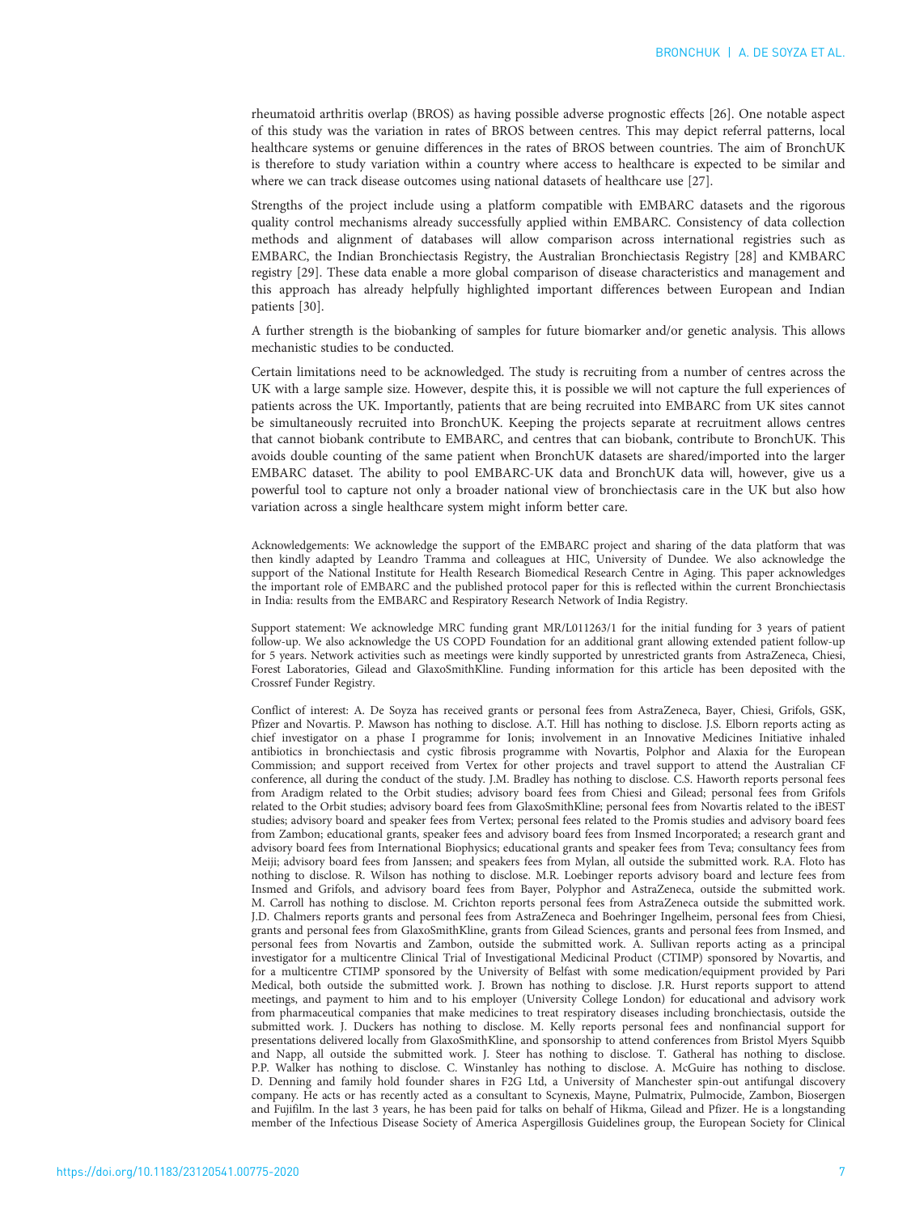rheumatoid arthritis overlap (BROS) as having possible adverse prognostic effects [26]. One notable aspect of this study was the variation in rates of BROS between centres. This may depict referral patterns, local healthcare systems or genuine differences in the rates of BROS between countries. The aim of BronchUK is therefore to study variation within a country where access to healthcare is expected to be similar and where we can track disease outcomes using national datasets of healthcare use [27].

Strengths of the project include using a platform compatible with EMBARC datasets and the rigorous quality control mechanisms already successfully applied within EMBARC. Consistency of data collection methods and alignment of databases will allow comparison across international registries such as EMBARC, the Indian Bronchiectasis Registry, the Australian Bronchiectasis Registry [28] and KMBARC registry [29]. These data enable a more global comparison of disease characteristics and management and this approach has already helpfully highlighted important differences between European and Indian patients [30].

A further strength is the biobanking of samples for future biomarker and/or genetic analysis. This allows mechanistic studies to be conducted.

Certain limitations need to be acknowledged. The study is recruiting from a number of centres across the UK with a large sample size. However, despite this, it is possible we will not capture the full experiences of patients across the UK. Importantly, patients that are being recruited into EMBARC from UK sites cannot be simultaneously recruited into BronchUK. Keeping the projects separate at recruitment allows centres that cannot biobank contribute to EMBARC, and centres that can biobank, contribute to BronchUK. This avoids double counting of the same patient when BronchUK datasets are shared/imported into the larger EMBARC dataset. The ability to pool EMBARC-UK data and BronchUK data will, however, give us a powerful tool to capture not only a broader national view of bronchiectasis care in the UK but also how variation across a single healthcare system might inform better care.

Acknowledgements: We acknowledge the support of the EMBARC project and sharing of the data platform that was then kindly adapted by Leandro Tramma and colleagues at HIC, University of Dundee. We also acknowledge the support of the National Institute for Health Research Biomedical Research Centre in Aging. This paper acknowledges the important role of EMBARC and the published protocol paper for this is reflected within the current Bronchiectasis in India: results from the EMBARC and Respiratory Research Network of India Registry.

Support statement: We acknowledge MRC funding grant MR/L011263/1 for the initial funding for 3 years of patient follow-up. We also acknowledge the US COPD Foundation for an additional grant allowing extended patient follow-up for 5 years. Network activities such as meetings were kindly supported by unrestricted grants from AstraZeneca, Chiesi, Forest Laboratories, Gilead and GlaxoSmithKline. Funding information for this article has been deposited with the Crossref Funder Registry.

Conflict of interest: A. De Soyza has received grants or personal fees from AstraZeneca, Bayer, Chiesi, Grifols, GSK, Pfizer and Novartis. P. Mawson has nothing to disclose. A.T. Hill has nothing to disclose. J.S. Elborn reports acting as chief investigator on a phase I programme for Ionis; involvement in an Innovative Medicines Initiative inhaled antibiotics in bronchiectasis and cystic fibrosis programme with Novartis, Polphor and Alaxia for the European Commission; and support received from Vertex for other projects and travel support to attend the Australian CF conference, all during the conduct of the study. J.M. Bradley has nothing to disclose. C.S. Haworth reports personal fees from Aradigm related to the Orbit studies; advisory board fees from Chiesi and Gilead; personal fees from Grifols related to the Orbit studies; advisory board fees from GlaxoSmithKline; personal fees from Novartis related to the iBEST studies; advisory board and speaker fees from Vertex; personal fees related to the Promis studies and advisory board fees from Zambon; educational grants, speaker fees and advisory board fees from Insmed Incorporated; a research grant and advisory board fees from International Biophysics; educational grants and speaker fees from Teva; consultancy fees from Meiji; advisory board fees from Janssen; and speakers fees from Mylan, all outside the submitted work. R.A. Floto has nothing to disclose. R. Wilson has nothing to disclose. M.R. Loebinger reports advisory board and lecture fees from Insmed and Grifols, and advisory board fees from Bayer, Polyphor and AstraZeneca, outside the submitted work. M. Carroll has nothing to disclose. M. Crichton reports personal fees from AstraZeneca outside the submitted work. J.D. Chalmers reports grants and personal fees from AstraZeneca and Boehringer Ingelheim, personal fees from Chiesi, grants and personal fees from GlaxoSmithKline, grants from Gilead Sciences, grants and personal fees from Insmed, and personal fees from Novartis and Zambon, outside the submitted work. A. Sullivan reports acting as a principal investigator for a multicentre Clinical Trial of Investigational Medicinal Product (CTIMP) sponsored by Novartis, and for a multicentre CTIMP sponsored by the University of Belfast with some medication/equipment provided by Pari Medical, both outside the submitted work. J. Brown has nothing to disclose. J.R. Hurst reports support to attend meetings, and payment to him and to his employer (University College London) for educational and advisory work from pharmaceutical companies that make medicines to treat respiratory diseases including bronchiectasis, outside the submitted work. J. Duckers has nothing to disclose. M. Kelly reports personal fees and nonfinancial support for presentations delivered locally from GlaxoSmithKline, and sponsorship to attend conferences from Bristol Myers Squibb and Napp, all outside the submitted work. J. Steer has nothing to disclose. T. Gatheral has nothing to disclose. P.P. Walker has nothing to disclose. C. Winstanley has nothing to disclose. A. McGuire has nothing to disclose. D. Denning and family hold founder shares in F2G Ltd, a University of Manchester spin-out antifungal discovery company. He acts or has recently acted as a consultant to Scynexis, Mayne, Pulmatrix, Pulmocide, Zambon, Biosergen and Fujifilm. In the last 3 years, he has been paid for talks on behalf of Hikma, Gilead and Pfizer. He is a longstanding member of the Infectious Disease Society of America Aspergillosis Guidelines group, the European Society for Clinical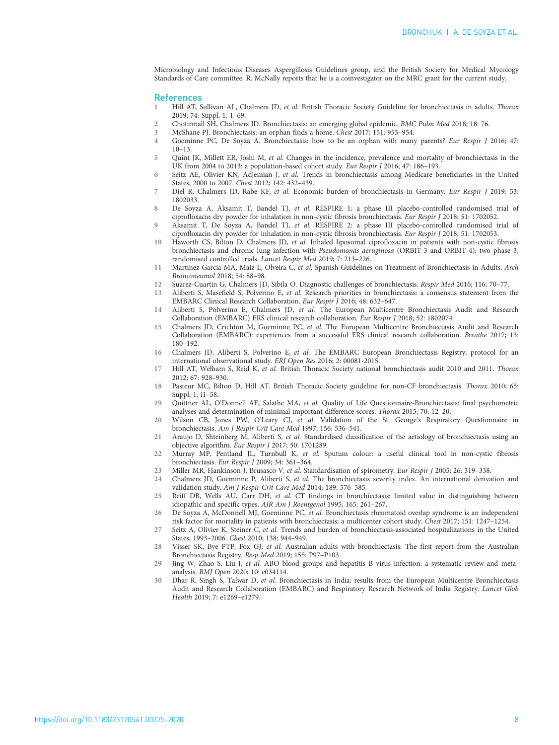Microbiology and Infectious Diseases Aspergillosis Guidelines group, and the British Society for Medical Mycology Standards of Care committee. R. McNally reports that he is a coinvestigator on the MRC grant for the current study.

## References

1. Hill AT, Sullivan AL, Chalmers JD, *et al.* British Thoracic Society Guideline for bronchiectasis in adults. *Thorax* 2019; 74: Suppl. 1, 1–69.
2. Chotirmall SH, Chalmers JD. Bronchiectasis: an emerging global epidemic. *BMC Pulm Med* 2018; 18: 76.
3. McShane PJ. Bronchiectasis: an orphan finds a home. *Chest* 2017; 151: 953–954.
4. Goeminne PC, De Soyza A. Bronchiectasis: how to be an orphan with many parents? *Eur Respir J* 2016; 47: 10–13.
5. Quint JK, Millett ER, Joshi M, *et al.* Changes in the incidence, prevalence and mortality of bronchiectasis in the UK from 2004 to 2013: a population-based cohort study. *Eur Respir J* 2016; 47: 186–193.
6. Seitz AE, Olivier KN, Adjemian J, *et al.* Trends in bronchiectasis among Medicare beneficiaries in the United States, 2000 to 2007. *Chest* 2012; 142: 432–439.
7. Diel R, Chalmers JD, Rabe KF, *et al.* Economic burden of bronchiectasis in Germany. *Eur Respir J* 2019; 53: 1802033.
8. De Soyza A, Aksamit T, Bandel TJ, *et al.* RESPIRE 1: a phase III placebo-controlled randomised trial of ciprofloxacin dry powder for inhalation in non-cystic fibrosis bronchiectasis. *Eur Respir J* 2018; 51: 1702052.
9. Aksamit T, De Soyza A, Bandel TJ, *et al.* RESPIRE 2: a phase III placebo-controlled randomised trial of ciprofloxacin dry powder for inhalation in non-cystic fibrosis bronchiectasis. *Eur Respir J* 2018; 51: 1702053.
10. Haworth CS, Bilton D, Chalmers JD, *et al.* Inhaled liposomal ciprofloxacin in patients with non-cystic fibrosis bronchiectasis and chronic lung infection with *Pseudomonas aeruginosa* (ORBIT-3 and ORBIT-4): two phase 3, randomised controlled trials. *Lancet Respir Med* 2019; 7: 213–226.
11. Martinez-Garcia MA, Maiz L, Olveira C, *et al.* Spanish Guidelines on Treatment of Bronchiectasis in Adults. *Arch Bronconeumol* 2018; 54: 88–98.
12. Suarez-Cuartin G, Chalmers JD, Sibila O. Diagnostic challenges of bronchiectasis. *Respir Med* 2016; 116: 70–77.
13. Aliberti S, Masefield S, Polverino E, *et al.* Research priorities in bronchiectasis: a consensus statement from the EMBARC Clinical Research Collaboration. *Eur Respir J* 2016; 48: 632–647.
14. Aliberti S, Polverino E, Chalmers JD, *et al.* The European Multicentre Bronchiectasis Audit and Research Collaboration (EMBARC) ERS clinical research collaboration. *Eur Respir J* 2018; 52: 1802074.
15. Chalmers JD, Crichton M, Goeminne PC, *et al.* The European Multicentre Bronchiectasis Audit and Research Collaboration (EMBARC): experiences from a successful ERS clinical research collaboration. *Breathe* 2017; 13: 180–192.
16. Chalmers JD, Aliberti S, Polverino E, *et al.* The EMBARC European Bronchiectasis Registry: protocol for an international observational study. *ERJ Open Res* 2016; 2: 00081-2015.
17. Hill AT, Welham S, Reid K, *et al.* British Thoracic Society national bronchiectasis audit 2010 and 2011. *Thorax* 2012; 67: 928–930.
18. Pasteur MC, Bilton D, Hill AT. British Thoracic Society guideline for non-CF bronchiectasis. *Thorax* 2010; 65: Suppl. 1, i1–58.
19. Quittner AL, O'Donnell AE, Salathe MA, *et al.* Quality of Life Questionnaire-Bronchiectasis: final psychometric analyses and determination of minimal important difference scores. *Thorax* 2015; 70: 12–20.
20. Wilson CB, Jones PW, O'Leary CJ, *et al.* Validation of the St. George's Respiratory Questionnaire in bronchiectasis. *Am J Respir Crit Care Med* 1997; 156: 536–541.
21. Araujo D, Shteinberg M, Aliberti S, *et al.* Standardised classification of the aetiology of bronchiectasis using an objective algorithm. *Eur Respir J* 2017; 50: 1701289.
22. Murray MP, Pentland JL, Turnbull K, *et al.* Sputum colour: a useful clinical tool in non-cystic fibrosis bronchiectasis. *Eur Respir J* 2009; 34: 361–364.
23. Miller MR, Hankinson J, Brusasco V, *et al.* Standardisation of spirometry. *Eur Respir J* 2005; 26: 319–338.
24. Chalmers JD, Goeminne P, Aliberti S, *et al.* The bronchiectasis severity index. An international derivation and validation study. *Am J Respir Crit Care Med* 2014; 189: 576–585.
25. Reiff DB, Wells AU, Carr DH, *et al.* CT findings in bronchiectasis: limited value in distinguishing between idiopathic and specific types. *AJR Am J Roentgenol* 1995; 165: 261–267.
26. De Soyza A, McDonnell MJ, Goeminne PC, *et al.* Bronchiectasis rheumatoid overlap syndrome is an independent risk factor for mortality in patients with bronchiectasis: a multicenter cohort study. *Chest* 2017; 151: 1247–1254.
27. Seitz A, Olivier K, Steiner C, *et al.* Trends and burden of bronchiectasis-associated hospitalizations in the United States, 1993–2006. *Chest* 2010; 138: 944–949.
28. Visser SK, Bye PTP, Fox GJ, *et al.* Australian adults with bronchiectasis: The first report from the Australian Bronchiectasis Registry. *Resp Med* 2019; 155: P97–P103.
29. Jing W, Zhao S, Liu J, *et al.* ABO blood groups and hepatitis B virus infection: a systematic review and meta-analysis. *BMJ Open* 2020; 10: e034114.
30. Dhar R, Singh S, Talwar D, *et al.* Bronchiectasis in India: results from the European Multicentre Bronchiectasis Audit and Research Collaboration (EMBARC) and Respiratory Research Network of India Registry. *Lancet Glob Health* 2019; 7: e1269–e1279.